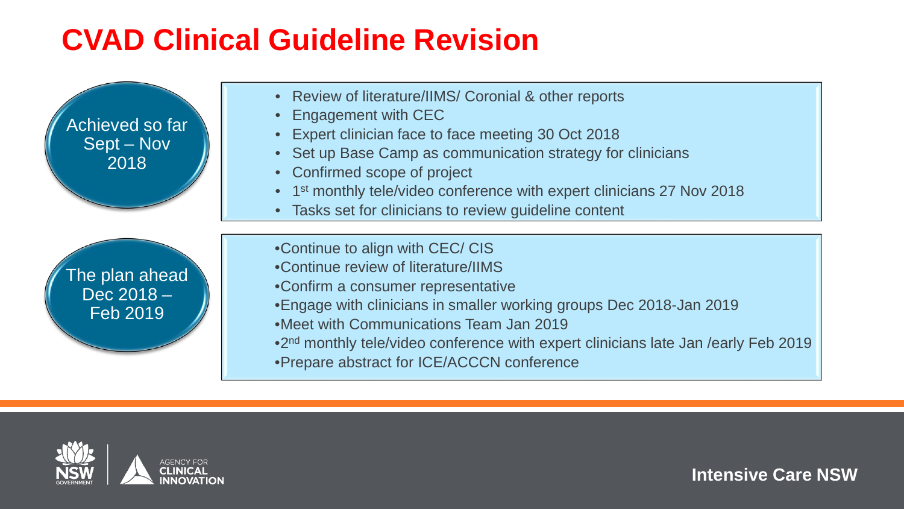# CVAD Clinical Guideline Revision

**Achieved so far Sept – Nov 2018**

- Review of literature/IIMS/ Coronial & other reports
- Engagement with CEC
- Expert clinician face to face meeting 30 Oct 2018
- Set up Base Camp as communication strategy for clinicians
- Confirmed scope of project
- 1st monthly tele/video conference with expert clinicians 27 Nov 2018
- Tasks set for clinicians to review guideline content

**The plan ahead Dec 2018 – Feb 2019**

- Continue to align with CEC/ CIS
- Continue review of literature/IIMS
- Confirm a consumer representative
- Engage with clinicians in smaller working groups Dec 2018-Jan 2019
- Meet with Communications Team Jan 2019
- 2nd monthly tele/video conference with expert clinicians late Jan /early Feb 2019
- Prepare abstract for ICE/ACCCN conference

NSW GOVERNMENT | AGENCY FOR CLINICAL INNOVATION

Intensive Care NSW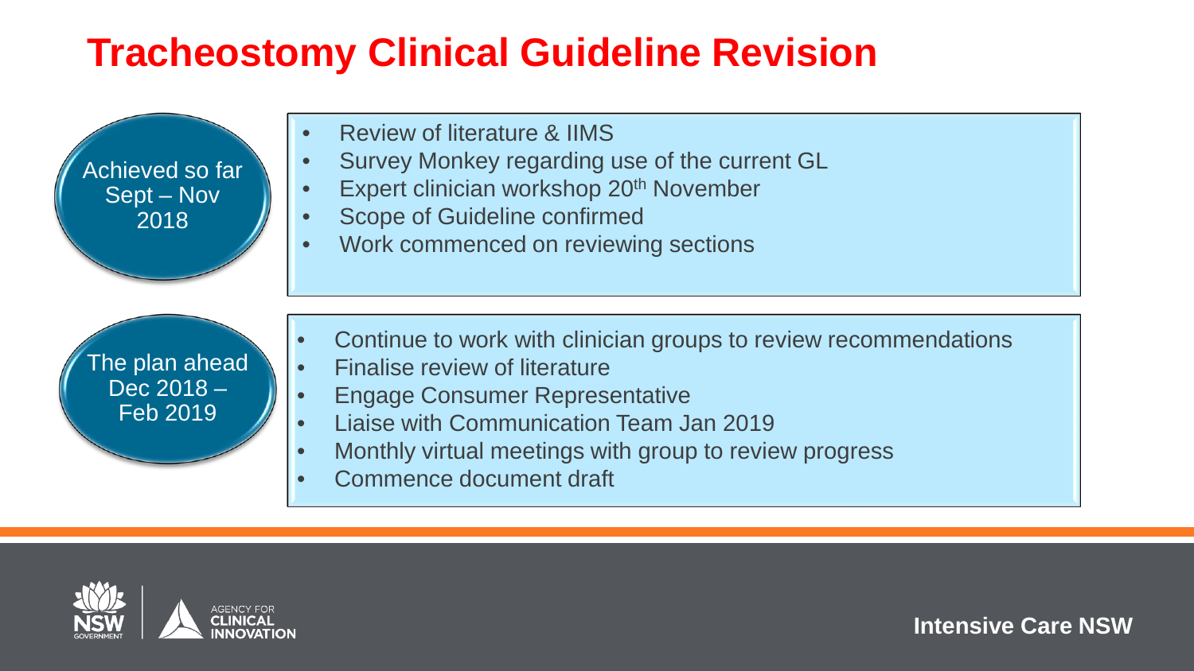# Tracheostomy Clinical Guideline Revision

**Achieved so far Sept – Nov 2018**

- Review of literature & IIMS
- Survey Monkey regarding use of the current GL
- Expert clinician workshop 20th November
- Scope of Guideline confirmed
- Work commenced on reviewing sections

**The plan ahead Dec 2018 – Feb 2019**

- Continue to work with clinician groups to review recommendations
- Finalise review of literature
- Engage Consumer Representative
- Liaise with Communication Team Jan 2019
- Monthly virtual meetings with group to review progress
- Commence document draft